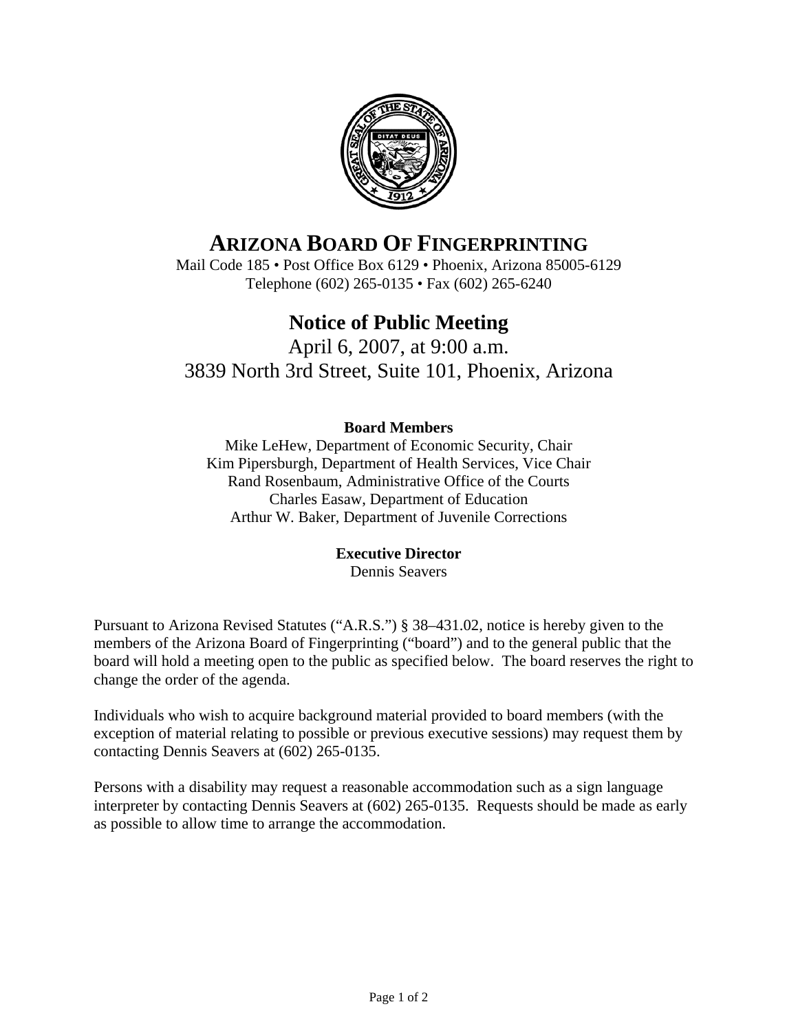# ARIZONA BOARD OF FINGERPRINTING

Mail Code 185 • Post Office Box 6129 • Phoenix, Arizona 85005-6129
Telephone (602) 265-0135 • Fax (602) 265-6240

## Notice of Public Meeting

April 6, 2007, at 9:00 a.m.
3839 North 3rd Street, Suite 101, Phoenix, Arizona

**Board Members**

Mike LeHew, Department of Economic Security, Chair
Kim Pipersburgh, Department of Health Services, Vice Chair
Rand Rosenbaum, Administrative Office of the Courts
Charles Easaw, Department of Education
Arthur W. Baker, Department of Juvenile Corrections

**Executive Director**

Dennis Seavers

Pursuant to Arizona Revised Statutes ("A.R.S.") § 38–431.02, notice is hereby given to the members of the Arizona Board of Fingerprinting ("board") and to the general public that the board will hold a meeting open to the public as specified below. The board reserves the right to change the order of the agenda.

Individuals who wish to acquire background material provided to board members (with the exception of material relating to possible or previous executive sessions) may request them by contacting Dennis Seavers at (602) 265-0135.

Persons with a disability may request a reasonable accommodation such as a sign language interpreter by contacting Dennis Seavers at (602) 265-0135. Requests should be made as early as possible to allow time to arrange the accommodation.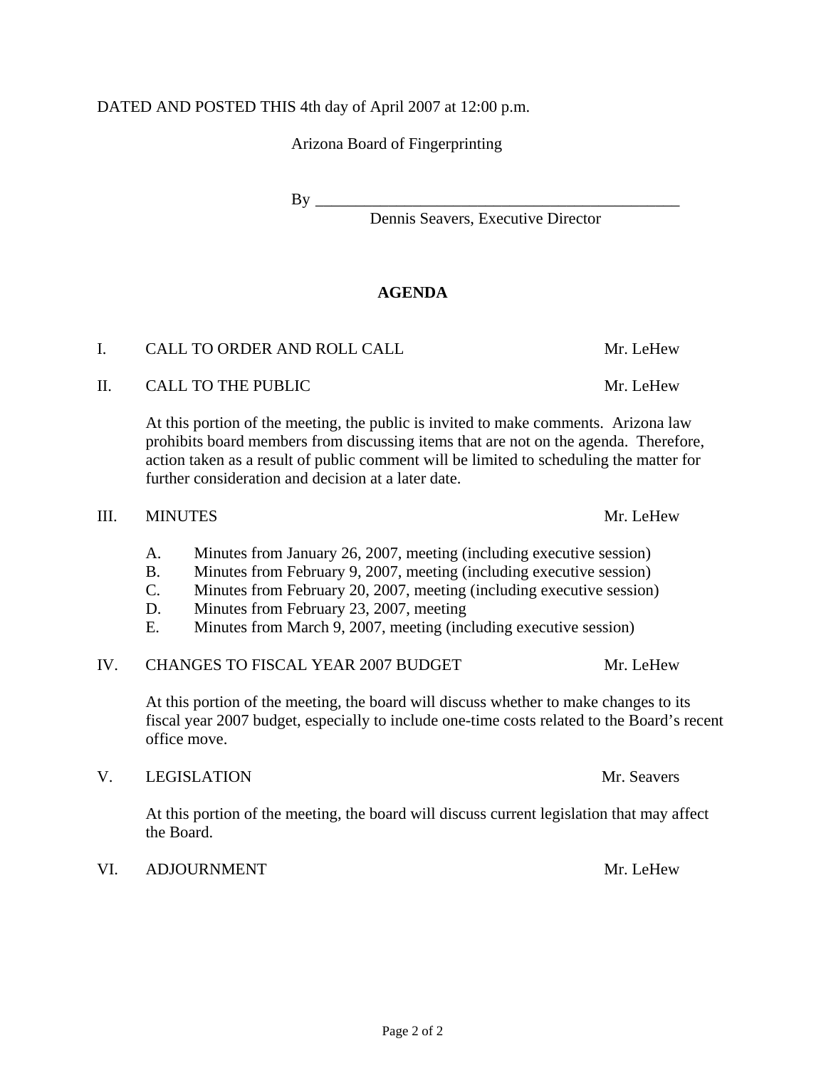DATED AND POSTED THIS 4th day of April 2007 at 12:00 p.m.

Arizona Board of Fingerprinting

By _______________________________________________

Dennis Seavers, Executive Director

## AGENDA

I. CALL TO ORDER AND ROLL CALL — Mr. LeHew

II. CALL TO THE PUBLIC — Mr. LeHew

At this portion of the meeting, the public is invited to make comments. Arizona law prohibits board members from discussing items that are not on the agenda. Therefore, action taken as a result of public comment will be limited to scheduling the matter for further consideration and decision at a later date.

III. MINUTES — Mr. LeHew

A. Minutes from January 26, 2007, meeting (including executive session)
B. Minutes from February 9, 2007, meeting (including executive session)
C. Minutes from February 20, 2007, meeting (including executive session)
D. Minutes from February 23, 2007, meeting
E. Minutes from March 9, 2007, meeting (including executive session)

IV. CHANGES TO FISCAL YEAR 2007 BUDGET — Mr. LeHew

At this portion of the meeting, the board will discuss whether to make changes to its fiscal year 2007 budget, especially to include one-time costs related to the Board's recent office move.

V. LEGISLATION — Mr. Seavers

At this portion of the meeting, the board will discuss current legislation that may affect the Board.

VI. ADJOURNMENT — Mr. LeHew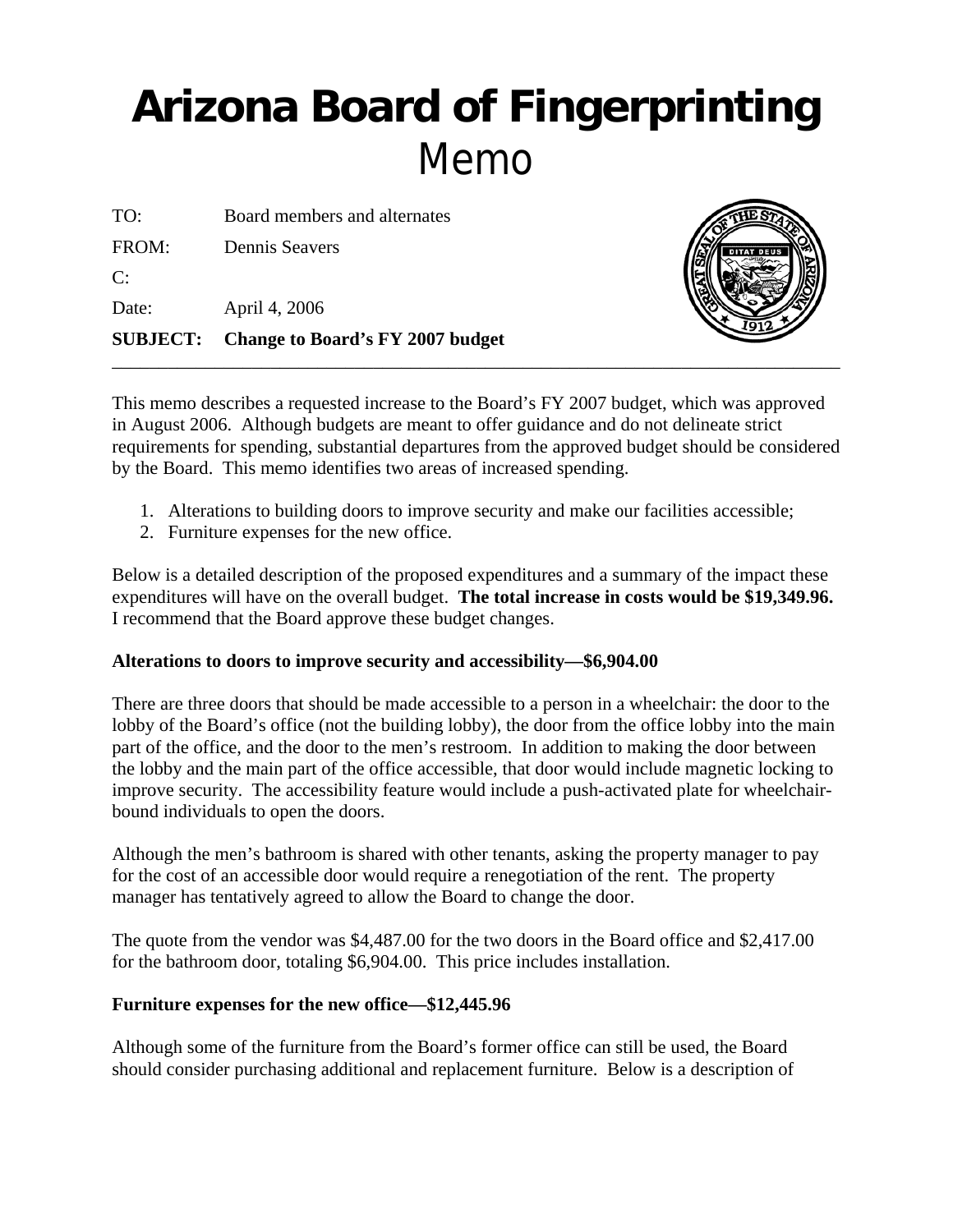# Arizona Board of Fingerprinting

## Memo

TO: Board members and alternates

FROM: Dennis Seavers

C:

Date: April 4, 2006

**SUBJECT: Change to Board's FY 2007 budget**

---

This memo describes a requested increase to the Board's FY 2007 budget, which was approved in August 2006. Although budgets are meant to offer guidance and do not delineate strict requirements for spending, substantial departures from the approved budget should be considered by the Board. This memo identifies two areas of increased spending.

1. Alterations to building doors to improve security and make our facilities accessible;
2. Furniture expenses for the new office.

Below is a detailed description of the proposed expenditures and a summary of the impact these expenditures will have on the overall budget. **The total increase in costs would be $19,349.96.** I recommend that the Board approve these budget changes.

**Alterations to doors to improve security and accessibility—$6,904.00**

There are three doors that should be made accessible to a person in a wheelchair: the door to the lobby of the Board's office (not the building lobby), the door from the office lobby into the main part of the office, and the door to the men's restroom. In addition to making the door between the lobby and the main part of the office accessible, that door would include magnetic locking to improve security. The accessibility feature would include a push-activated plate for wheelchair-bound individuals to open the doors.

Although the men's bathroom is shared with other tenants, asking the property manager to pay for the cost of an accessible door would require a renegotiation of the rent. The property manager has tentatively agreed to allow the Board to change the door.

The quote from the vendor was $4,487.00 for the two doors in the Board office and $2,417.00 for the bathroom door, totaling $6,904.00. This price includes installation.

**Furniture expenses for the new office—$12,445.96**

Although some of the furniture from the Board's former office can still be used, the Board should consider purchasing additional and replacement furniture. Below is a description of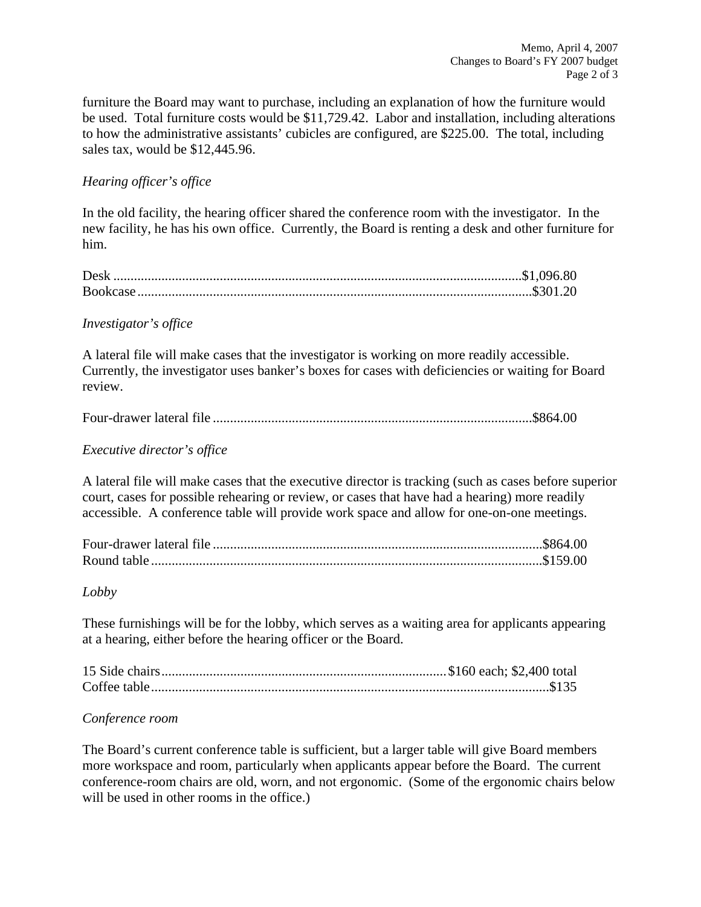furniture the Board may want to purchase, including an explanation of how the furniture would be used. Total furniture costs would be $11,729.42. Labor and installation, including alterations to how the administrative assistants' cubicles are configured, are $225.00. The total, including sales tax, would be $12,445.96.

*Hearing officer's office*

In the old facility, the hearing officer shared the conference room with the investigator. In the new facility, he has his own office. Currently, the Board is renting a desk and other furniture for him.

Desk ....................................................................................................................$1,096.80
Bookcase.................................................................................................................$301.20

*Investigator's office*

A lateral file will make cases that the investigator is working on more readily accessible. Currently, the investigator uses banker's boxes for cases with deficiencies or waiting for Board review.

Four-drawer lateral file ............................................................................................$864.00

*Executive director's office*

A lateral file will make cases that the executive director is tracking (such as cases before superior court, cases for possible rehearing or review, or cases that have had a hearing) more readily accessible. A conference table will provide work space and allow for one-on-one meetings.

Four-drawer lateral file ...............................................................................................$864.00
Round table.................................................................................................................$159.00

*Lobby*

These furnishings will be for the lobby, which serves as a waiting area for applicants appearing at a hearing, either before the hearing officer or the Board.

15 Side chairs.................................................................................$160 each; $2,400 total
Coffee table..................................................................................................................$135

*Conference room*

The Board's current conference table is sufficient, but a larger table will give Board members more workspace and room, particularly when applicants appear before the Board. The current conference-room chairs are old, worn, and not ergonomic. (Some of the ergonomic chairs below will be used in other rooms in the office.)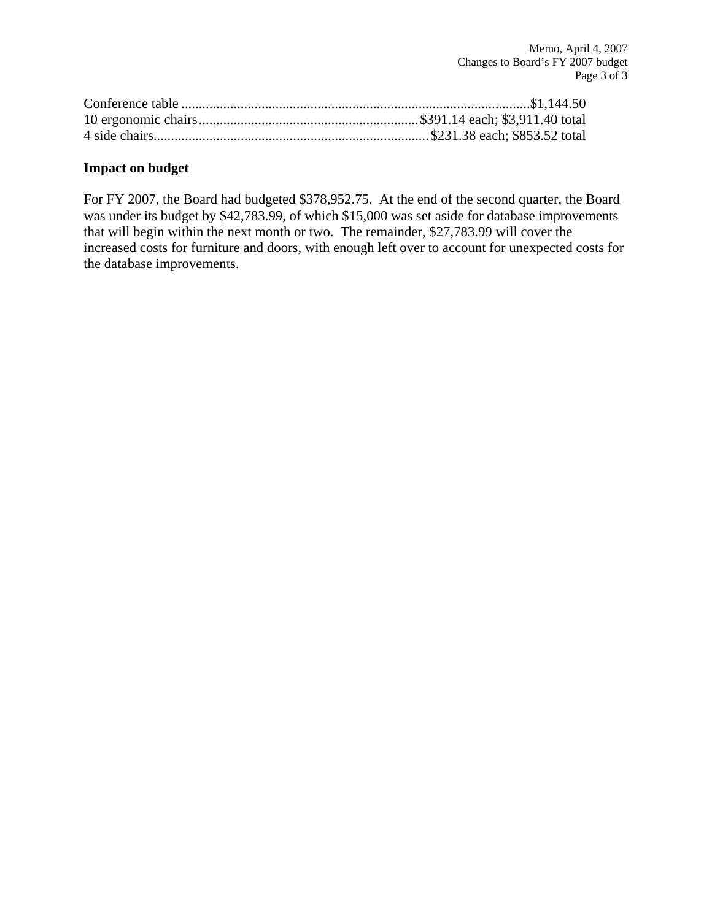Conference table ....................................................................................................$1,144.50
10 ergonomic chairs...............................................................$391.14 each; $3,911.40 total
4 side chairs..............................................................................$231.38 each; $853.52 total

**Impact on budget**

For FY 2007, the Board had budgeted $378,952.75. At the end of the second quarter, the Board was under its budget by $42,783.99, of which $15,000 was set aside for database improvements that will begin within the next month or two. The remainder, $27,783.99 will cover the increased costs for furniture and doors, with enough left over to account for unexpected costs for the database improvements.